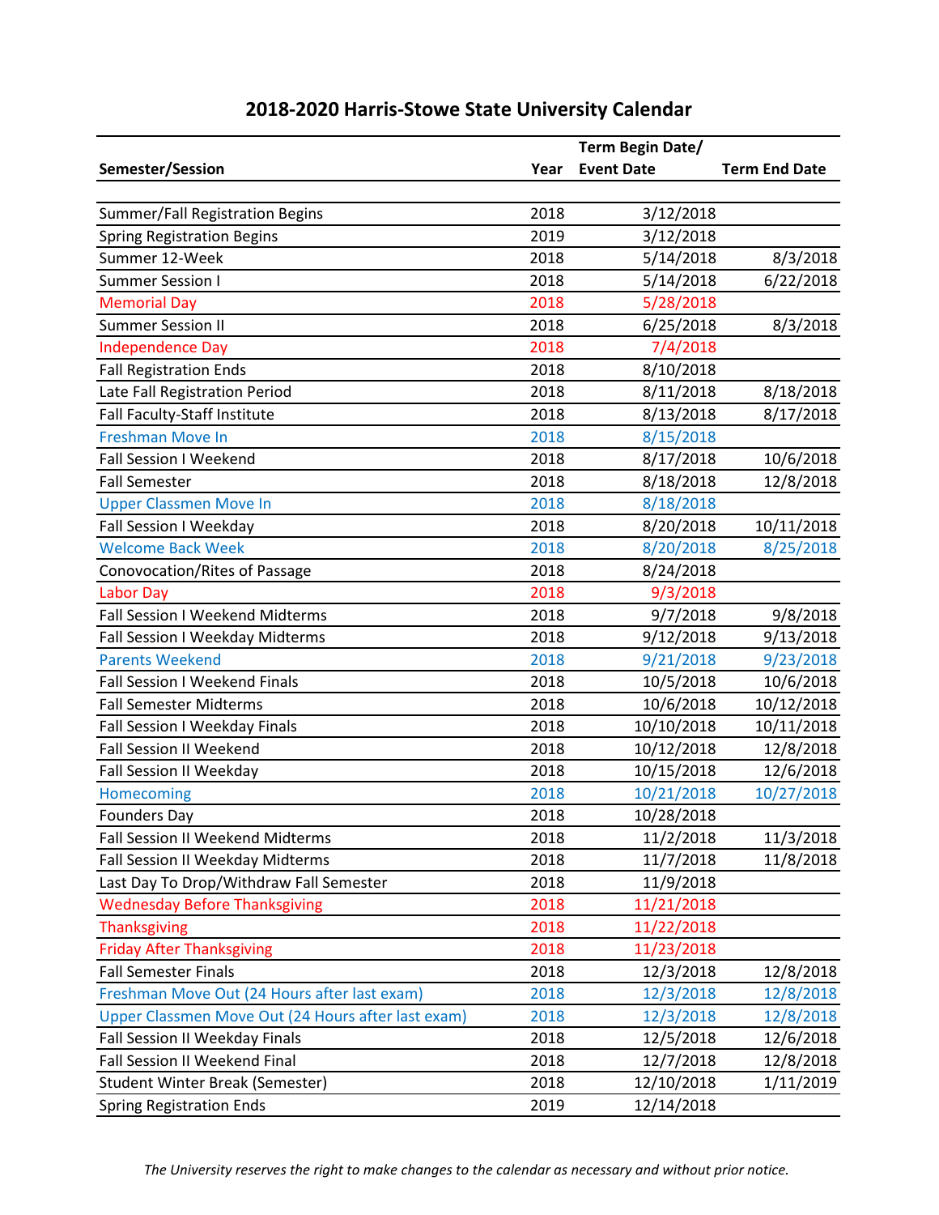## 2018-2020 Harris-Stowe State University Calendar

| Semester/Session | Year | Term Begin Date/ Event Date | Term End Date |
|---|---|---|---|
| Summer/Fall Registration Begins | 2018 | 3/12/2018 | |
| Spring Registration Begins | 2019 | 3/12/2018 | |
| Summer 12-Week | 2018 | 5/14/2018 | 8/3/2018 |
| Summer Session I | 2018 | 5/14/2018 | 6/22/2018 |
| Memorial Day | 2018 | 5/28/2018 | |
| Summer Session II | 2018 | 6/25/2018 | 8/3/2018 |
| Independence Day | 2018 | 7/4/2018 | |
| Fall Registration Ends | 2018 | 8/10/2018 | |
| Late Fall Registration Period | 2018 | 8/11/2018 | 8/18/2018 |
| Fall Faculty-Staff Institute | 2018 | 8/13/2018 | 8/17/2018 |
| Freshman Move In | 2018 | 8/15/2018 | |
| Fall Session I Weekend | 2018 | 8/17/2018 | 10/6/2018 |
| Fall Semester | 2018 | 8/18/2018 | 12/8/2018 |
| Upper Classmen Move In | 2018 | 8/18/2018 | |
| Fall Session I Weekday | 2018 | 8/20/2018 | 10/11/2018 |
| Welcome Back Week | 2018 | 8/20/2018 | 8/25/2018 |
| Conovocation/Rites of Passage | 2018 | 8/24/2018 | |
| Labor Day | 2018 | 9/3/2018 | |
| Fall Session I Weekend Midterms | 2018 | 9/7/2018 | 9/8/2018 |
| Fall Session I Weekday Midterms | 2018 | 9/12/2018 | 9/13/2018 |
| Parents Weekend | 2018 | 9/21/2018 | 9/23/2018 |
| Fall Session I Weekend Finals | 2018 | 10/5/2018 | 10/6/2018 |
| Fall Semester Midterms | 2018 | 10/6/2018 | 10/12/2018 |
| Fall Session I Weekday Finals | 2018 | 10/10/2018 | 10/11/2018 |
| Fall Session II Weekend | 2018 | 10/12/2018 | 12/8/2018 |
| Fall Session II Weekday | 2018 | 10/15/2018 | 12/6/2018 |
| Homecoming | 2018 | 10/21/2018 | 10/27/2018 |
| Founders Day | 2018 | 10/28/2018 | |
| Fall Session II Weekend Midterms | 2018 | 11/2/2018 | 11/3/2018 |
| Fall Session II Weekday Midterms | 2018 | 11/7/2018 | 11/8/2018 |
| Last Day To Drop/Withdraw Fall Semester | 2018 | 11/9/2018 | |
| Wednesday Before Thanksgiving | 2018 | 11/21/2018 | |
| Thanksgiving | 2018 | 11/22/2018 | |
| Friday After Thanksgiving | 2018 | 11/23/2018 | |
| Fall Semester Finals | 2018 | 12/3/2018 | 12/8/2018 |
| Freshman Move Out (24 Hours after last exam) | 2018 | 12/3/2018 | 12/8/2018 |
| Upper Classmen Move Out (24 Hours after last exam) | 2018 | 12/3/2018 | 12/8/2018 |
| Fall Session II Weekday Finals | 2018 | 12/5/2018 | 12/6/2018 |
| Fall Session II Weekend Final | 2018 | 12/7/2018 | 12/8/2018 |
| Student Winter Break (Semester) | 2018 | 12/10/2018 | 1/11/2019 |
| Spring Registration Ends | 2019 | 12/14/2018 | |

*The University reserves the right to make changes to the calendar as necessary and without prior notice.*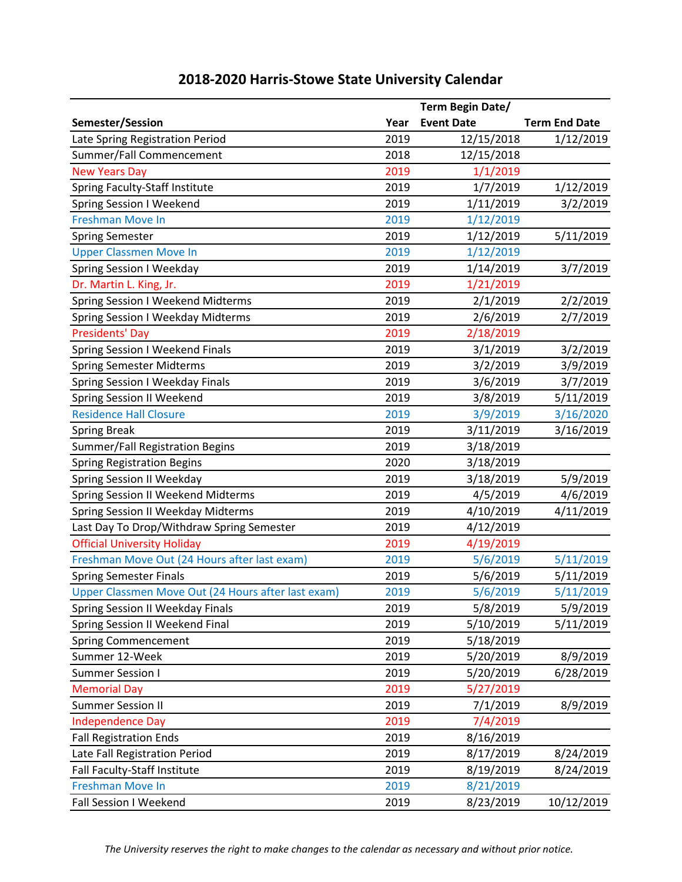## 2018-2020 Harris-Stowe State University Calendar

| Semester/Session | Year | Term Begin Date/ Event Date | Term End Date |
|---|---|---|---|
| Late Spring Registration Period | 2019 | 12/15/2018 | 1/12/2019 |
| Summer/Fall Commencement | 2018 | 12/15/2018 | |
| New Years Day | 2019 | 1/1/2019 | |
| Spring Faculty-Staff Institute | 2019 | 1/7/2019 | 1/12/2019 |
| Spring Session I Weekend | 2019 | 1/11/2019 | 3/2/2019 |
| Freshman Move In | 2019 | 1/12/2019 | |
| Spring Semester | 2019 | 1/12/2019 | 5/11/2019 |
| Upper Classmen Move In | 2019 | 1/12/2019 | |
| Spring Session I Weekday | 2019 | 1/14/2019 | 3/7/2019 |
| Dr. Martin L. King, Jr. | 2019 | 1/21/2019 | |
| Spring Session I Weekend Midterms | 2019 | 2/1/2019 | 2/2/2019 |
| Spring Session I Weekday Midterms | 2019 | 2/6/2019 | 2/7/2019 |
| Presidents' Day | 2019 | 2/18/2019 | |
| Spring Session I Weekend Finals | 2019 | 3/1/2019 | 3/2/2019 |
| Spring Semester Midterms | 2019 | 3/2/2019 | 3/9/2019 |
| Spring Session I Weekday Finals | 2019 | 3/6/2019 | 3/7/2019 |
| Spring Session II Weekend | 2019 | 3/8/2019 | 5/11/2019 |
| Residence Hall Closure | 2019 | 3/9/2019 | 3/16/2020 |
| Spring Break | 2019 | 3/11/2019 | 3/16/2019 |
| Summer/Fall Registration Begins | 2019 | 3/18/2019 | |
| Spring Registration Begins | 2020 | 3/18/2019 | |
| Spring Session II Weekday | 2019 | 3/18/2019 | 5/9/2019 |
| Spring Session II Weekend Midterms | 2019 | 4/5/2019 | 4/6/2019 |
| Spring Session II Weekday Midterms | 2019 | 4/10/2019 | 4/11/2019 |
| Last Day To Drop/Withdraw Spring Semester | 2019 | 4/12/2019 | |
| Official University Holiday | 2019 | 4/19/2019 | |
| Freshman Move Out (24 Hours after last exam) | 2019 | 5/6/2019 | 5/11/2019 |
| Spring Semester Finals | 2019 | 5/6/2019 | 5/11/2019 |
| Upper Classmen Move Out (24 Hours after last exam) | 2019 | 5/6/2019 | 5/11/2019 |
| Spring Session II Weekday Finals | 2019 | 5/8/2019 | 5/9/2019 |
| Spring Session II Weekend Final | 2019 | 5/10/2019 | 5/11/2019 |
| Spring Commencement | 2019 | 5/18/2019 | |
| Summer 12-Week | 2019 | 5/20/2019 | 8/9/2019 |
| Summer Session I | 2019 | 5/20/2019 | 6/28/2019 |
| Memorial Day | 2019 | 5/27/2019 | |
| Summer Session II | 2019 | 7/1/2019 | 8/9/2019 |
| Independence Day | 2019 | 7/4/2019 | |
| Fall Registration Ends | 2019 | 8/16/2019 | |
| Late Fall Registration Period | 2019 | 8/17/2019 | 8/24/2019 |
| Fall Faculty-Staff Institute | 2019 | 8/19/2019 | 8/24/2019 |
| Freshman Move In | 2019 | 8/21/2019 | |
| Fall Session I Weekend | 2019 | 8/23/2019 | 10/12/2019 |

*The University reserves the right to make changes to the calendar as necessary and without prior notice.*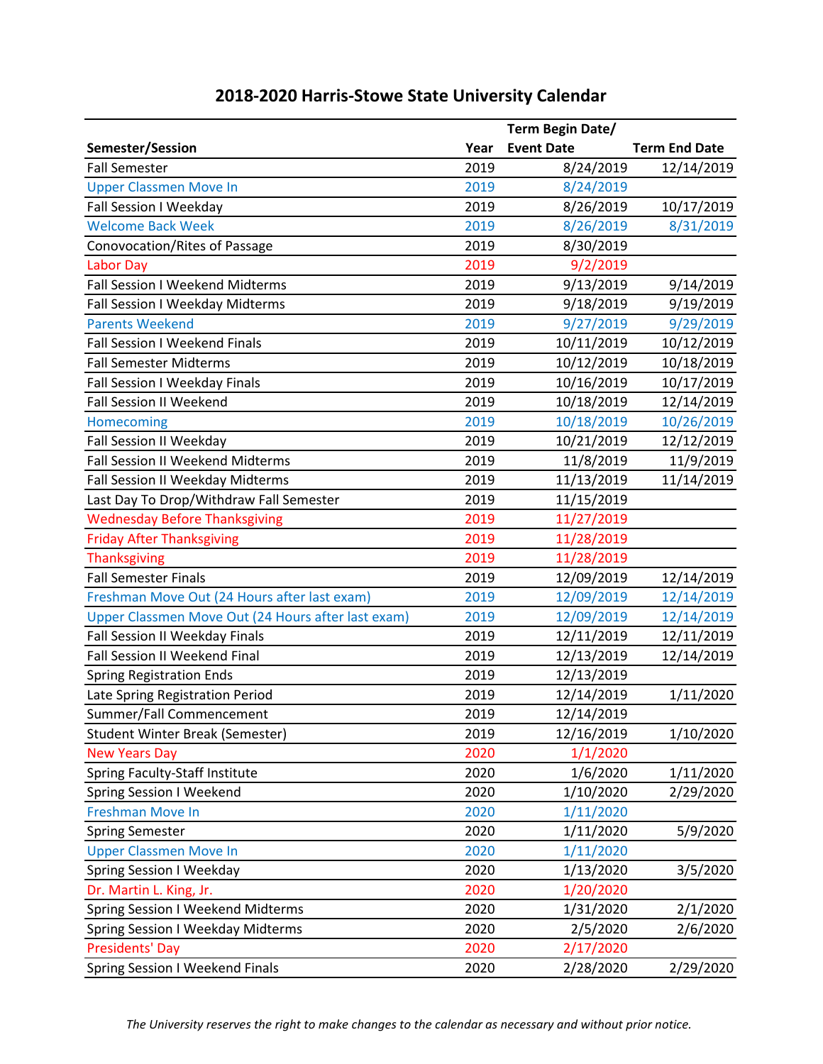# 2018-2020 Harris-Stowe State University Calendar

| Semester/Session | Year | Term Begin Date/ Event Date | Term End Date |
|---|---|---|---|
| Fall Semester | 2019 | 8/24/2019 | 12/14/2019 |
| Upper Classmen Move In | 2019 | 8/24/2019 | |
| Fall Session I Weekday | 2019 | 8/26/2019 | 10/17/2019 |
| Welcome Back Week | 2019 | 8/26/2019 | 8/31/2019 |
| Conovocation/Rites of Passage | 2019 | 8/30/2019 | |
| Labor Day | 2019 | 9/2/2019 | |
| Fall Session I Weekend Midterms | 2019 | 9/13/2019 | 9/14/2019 |
| Fall Session I Weekday Midterms | 2019 | 9/18/2019 | 9/19/2019 |
| Parents Weekend | 2019 | 9/27/2019 | 9/29/2019 |
| Fall Session I Weekend Finals | 2019 | 10/11/2019 | 10/12/2019 |
| Fall Semester Midterms | 2019 | 10/12/2019 | 10/18/2019 |
| Fall Session I Weekday Finals | 2019 | 10/16/2019 | 10/17/2019 |
| Fall Session II Weekend | 2019 | 10/18/2019 | 12/14/2019 |
| Homecoming | 2019 | 10/18/2019 | 10/26/2019 |
| Fall Session II Weekday | 2019 | 10/21/2019 | 12/12/2019 |
| Fall Session II Weekend Midterms | 2019 | 11/8/2019 | 11/9/2019 |
| Fall Session II Weekday Midterms | 2019 | 11/13/2019 | 11/14/2019 |
| Last Day To Drop/Withdraw Fall Semester | 2019 | 11/15/2019 | |
| Wednesday Before Thanksgiving | 2019 | 11/27/2019 | |
| Friday After Thanksgiving | 2019 | 11/28/2019 | |
| Thanksgiving | 2019 | 11/28/2019 | |
| Fall Semester Finals | 2019 | 12/09/2019 | 12/14/2019 |
| Freshman Move Out (24 Hours after last exam) | 2019 | 12/09/2019 | 12/14/2019 |
| Upper Classmen Move Out (24 Hours after last exam) | 2019 | 12/09/2019 | 12/14/2019 |
| Fall Session II Weekday Finals | 2019 | 12/11/2019 | 12/11/2019 |
| Fall Session II Weekend Final | 2019 | 12/13/2019 | 12/14/2019 |
| Spring Registration Ends | 2019 | 12/13/2019 | |
| Late Spring Registration Period | 2019 | 12/14/2019 | 1/11/2020 |
| Summer/Fall Commencement | 2019 | 12/14/2019 | |
| Student Winter Break (Semester) | 2019 | 12/16/2019 | 1/10/2020 |
| New Years Day | 2020 | 1/1/2020 | |
| Spring Faculty-Staff Institute | 2020 | 1/6/2020 | 1/11/2020 |
| Spring Session I Weekend | 2020 | 1/10/2020 | 2/29/2020 |
| Freshman Move In | 2020 | 1/11/2020 | |
| Spring Semester | 2020 | 1/11/2020 | 5/9/2020 |
| Upper Classmen Move In | 2020 | 1/11/2020 | |
| Spring Session I Weekday | 2020 | 1/13/2020 | 3/5/2020 |
| Dr. Martin L. King, Jr. | 2020 | 1/20/2020 | |
| Spring Session I Weekend Midterms | 2020 | 1/31/2020 | 2/1/2020 |
| Spring Session I Weekday Midterms | 2020 | 2/5/2020 | 2/6/2020 |
| Presidents' Day | 2020 | 2/17/2020 | |
| Spring Session I Weekend Finals | 2020 | 2/28/2020 | 2/29/2020 |

*The University reserves the right to make changes to the calendar as necessary and without prior notice.*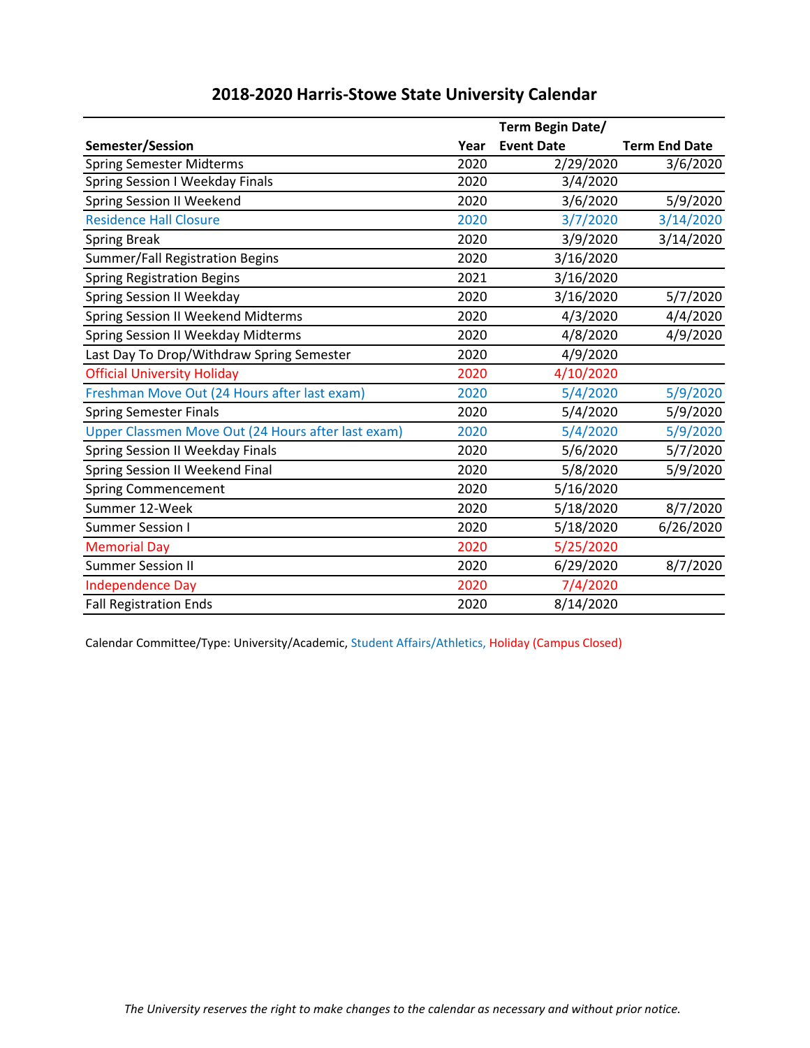## 2018-2020 Harris-Stowe State University Calendar

| Semester/Session | Year | Term Begin Date/ Event Date | Term End Date |
|---|---|---|---|
| Spring Semester Midterms | 2020 | 2/29/2020 | 3/6/2020 |
| Spring Session I Weekday Finals | 2020 | 3/4/2020 | |
| Spring Session II Weekend | 2020 | 3/6/2020 | 5/9/2020 |
| Residence Hall Closure | 2020 | 3/7/2020 | 3/14/2020 |
| Spring Break | 2020 | 3/9/2020 | 3/14/2020 |
| Summer/Fall Registration Begins | 2020 | 3/16/2020 | |
| Spring Registration Begins | 2021 | 3/16/2020 | |
| Spring Session II Weekday | 2020 | 3/16/2020 | 5/7/2020 |
| Spring Session II Weekend Midterms | 2020 | 4/3/2020 | 4/4/2020 |
| Spring Session II Weekday Midterms | 2020 | 4/8/2020 | 4/9/2020 |
| Last Day To Drop/Withdraw Spring Semester | 2020 | 4/9/2020 | |
| Official University Holiday | 2020 | 4/10/2020 | |
| Freshman Move Out (24 Hours after last exam) | 2020 | 5/4/2020 | 5/9/2020 |
| Spring Semester Finals | 2020 | 5/4/2020 | 5/9/2020 |
| Upper Classmen Move Out (24 Hours after last exam) | 2020 | 5/4/2020 | 5/9/2020 |
| Spring Session II Weekday Finals | 2020 | 5/6/2020 | 5/7/2020 |
| Spring Session II Weekend Final | 2020 | 5/8/2020 | 5/9/2020 |
| Spring Commencement | 2020 | 5/16/2020 | |
| Summer 12-Week | 2020 | 5/18/2020 | 8/7/2020 |
| Summer Session I | 2020 | 5/18/2020 | 6/26/2020 |
| Memorial Day | 2020 | 5/25/2020 | |
| Summer Session II | 2020 | 6/29/2020 | 8/7/2020 |
| Independence Day | 2020 | 7/4/2020 | |
| Fall Registration Ends | 2020 | 8/14/2020 | |

Calendar Committee/Type: University/Academic, Student Affairs/Athletics, Holiday (Campus Closed)

*The University reserves the right to make changes to the calendar as necessary and without prior notice.*